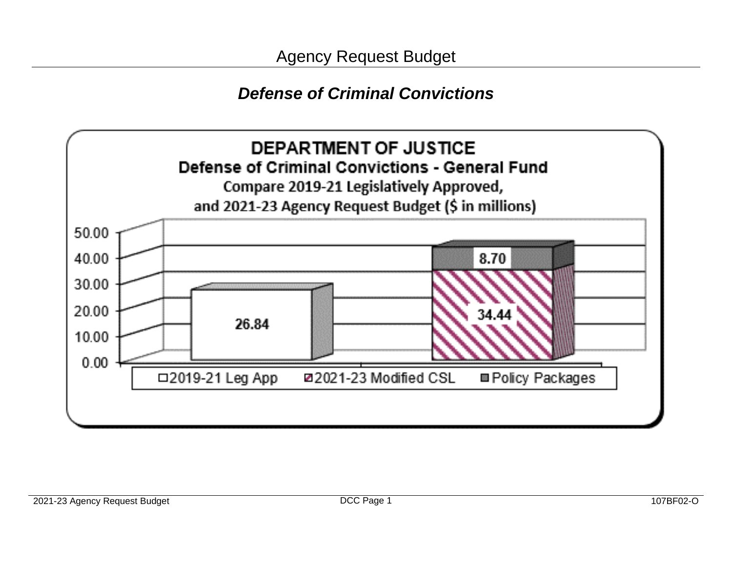# Agency Request Budget

## *Defense of Criminal Convictions*

**DEPARTMENT OF JUSTICE**
**Defense of Criminal Convictions - General Fund**
Compare 2019-21 Legislatively Approved,
and 2021-23 Agency Request Budget ($ in millions)

| | 2019-21 Leg App | 2021-23 Modified CSL | Policy Packages |
|---|---|---|---|
| 2019-21 | 26.84 | | |
| 2021-23 | | 34.44 | 8.70 |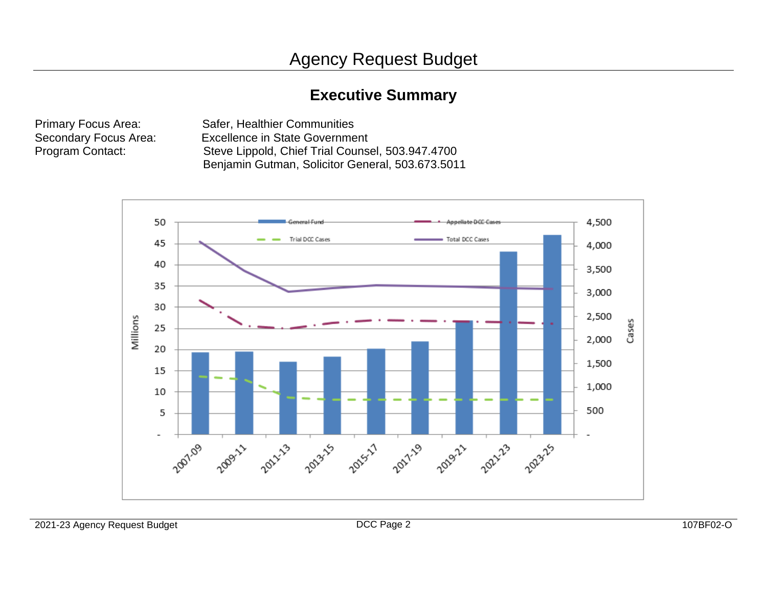# Agency Request Budget

## Executive Summary

Primary Focus Area: Safer, Healthier Communities
Secondary Focus Area: Excellence in State Government
Program Contact: Steve Lippold, Chief Trial Counsel, 503.947.4700
Benjamin Gutman, Solicitor General, 503.673.5011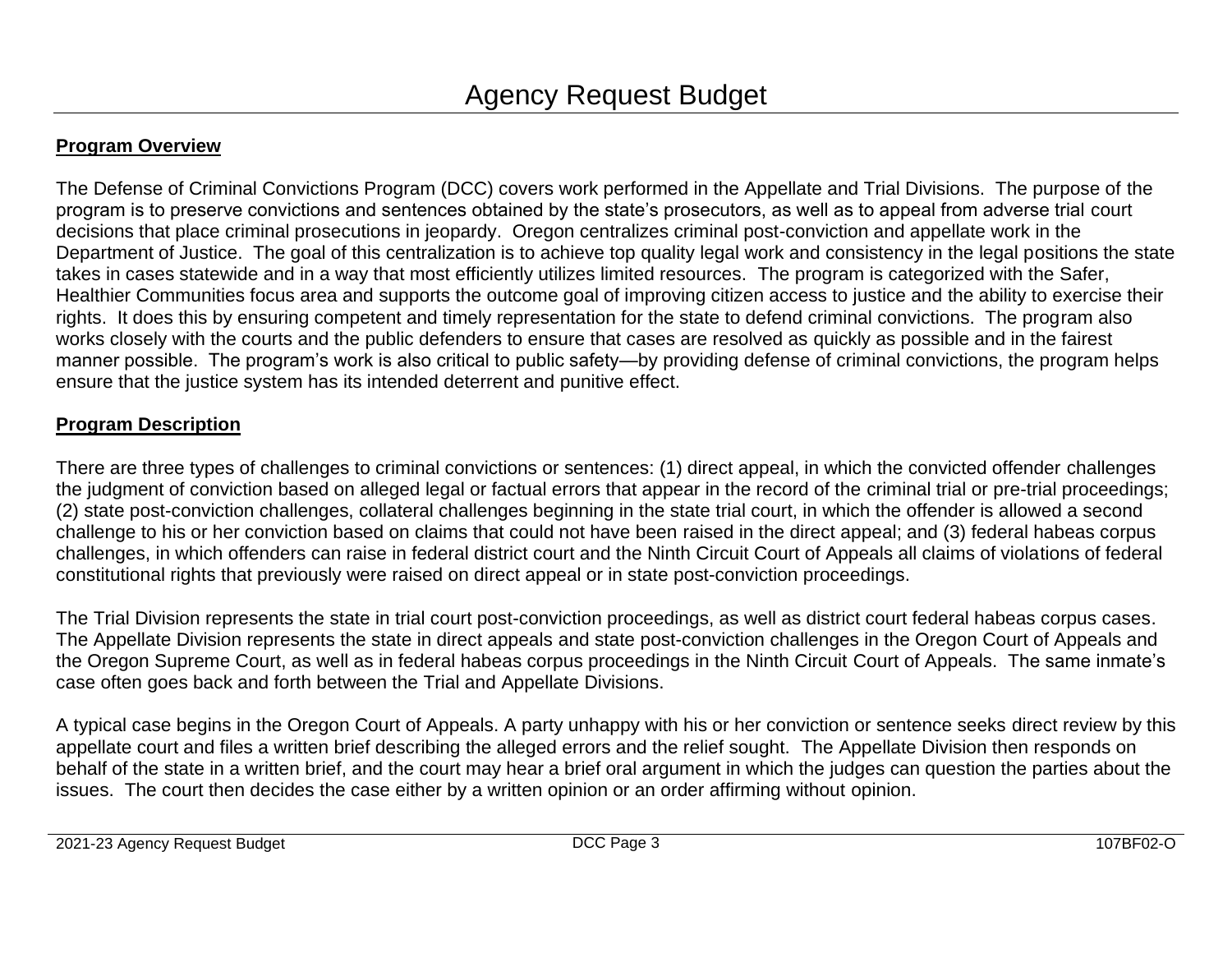# Agency Request Budget

## Program Overview

The Defense of Criminal Convictions Program (DCC) covers work performed in the Appellate and Trial Divisions. The purpose of the program is to preserve convictions and sentences obtained by the state's prosecutors, as well as to appeal from adverse trial court decisions that place criminal prosecutions in jeopardy. Oregon centralizes criminal post-conviction and appellate work in the Department of Justice. The goal of this centralization is to achieve top quality legal work and consistency in the legal positions the state takes in cases statewide and in a way that most efficiently utilizes limited resources. The program is categorized with the Safer, Healthier Communities focus area and supports the outcome goal of improving citizen access to justice and the ability to exercise their rights. It does this by ensuring competent and timely representation for the state to defend criminal convictions. The program also works closely with the courts and the public defenders to ensure that cases are resolved as quickly as possible and in the fairest manner possible. The program's work is also critical to public safety—by providing defense of criminal convictions, the program helps ensure that the justice system has its intended deterrent and punitive effect.

## Program Description

There are three types of challenges to criminal convictions or sentences: (1) direct appeal, in which the convicted offender challenges the judgment of conviction based on alleged legal or factual errors that appear in the record of the criminal trial or pre-trial proceedings; (2) state post-conviction challenges, collateral challenges beginning in the state trial court, in which the offender is allowed a second challenge to his or her conviction based on claims that could not have been raised in the direct appeal; and (3) federal habeas corpus challenges, in which offenders can raise in federal district court and the Ninth Circuit Court of Appeals all claims of violations of federal constitutional rights that previously were raised on direct appeal or in state post-conviction proceedings.

The Trial Division represents the state in trial court post-conviction proceedings, as well as district court federal habeas corpus cases. The Appellate Division represents the state in direct appeals and state post-conviction challenges in the Oregon Court of Appeals and the Oregon Supreme Court, as well as in federal habeas corpus proceedings in the Ninth Circuit Court of Appeals. The same inmate's case often goes back and forth between the Trial and Appellate Divisions.

A typical case begins in the Oregon Court of Appeals. A party unhappy with his or her conviction or sentence seeks direct review by this appellate court and files a written brief describing the alleged errors and the relief sought. The Appellate Division then responds on behalf of the state in a written brief, and the court may hear a brief oral argument in which the judges can question the parties about the issues. The court then decides the case either by a written opinion or an order affirming without opinion.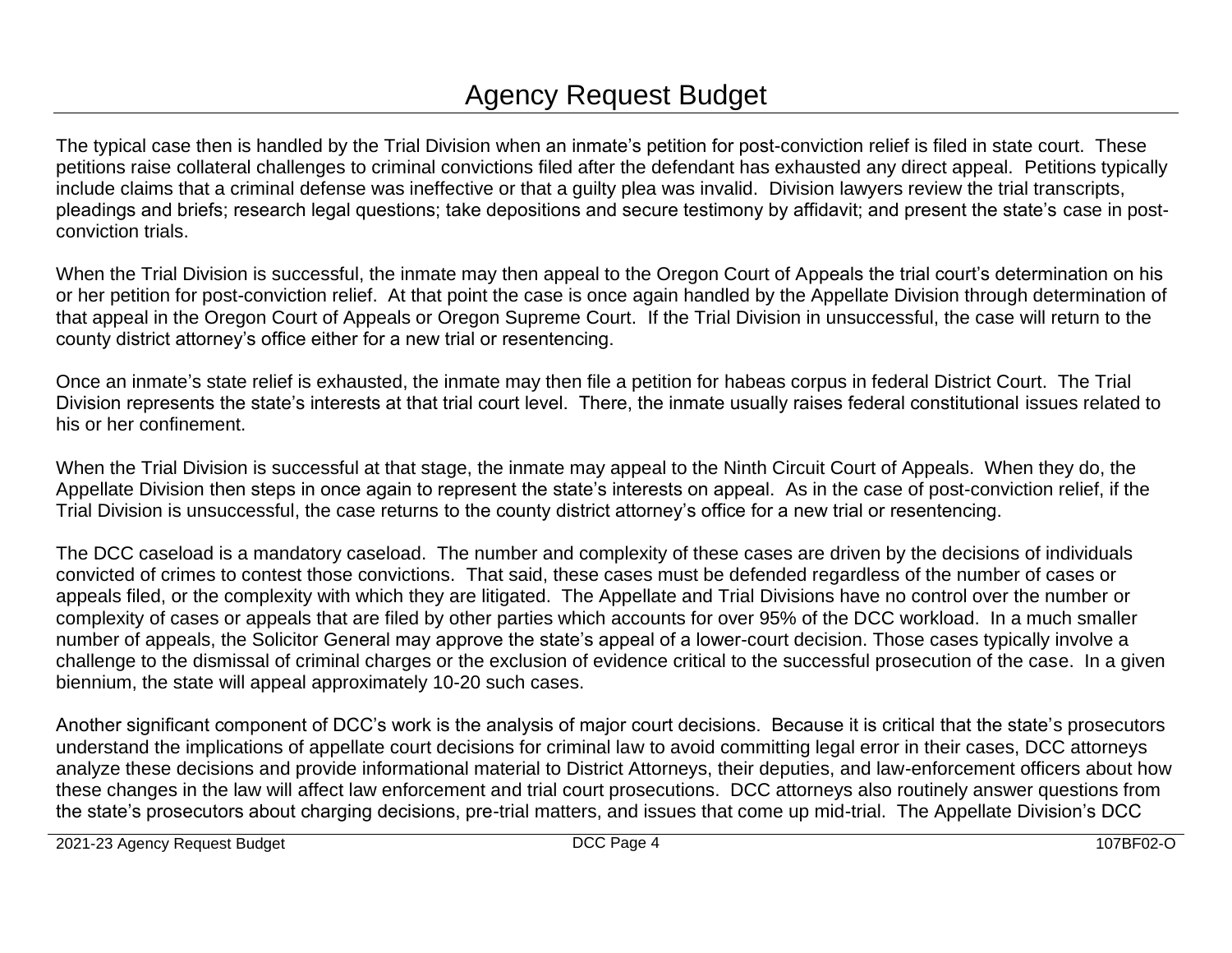The typical case then is handled by the Trial Division when an inmate's petition for post-conviction relief is filed in state court. These petitions raise collateral challenges to criminal convictions filed after the defendant has exhausted any direct appeal. Petitions typically include claims that a criminal defense was ineffective or that a guilty plea was invalid. Division lawyers review the trial transcripts, pleadings and briefs; research legal questions; take depositions and secure testimony by affidavit; and present the state's case in post-conviction trials.

When the Trial Division is successful, the inmate may then appeal to the Oregon Court of Appeals the trial court's determination on his or her petition for post-conviction relief. At that point the case is once again handled by the Appellate Division through determination of that appeal in the Oregon Court of Appeals or Oregon Supreme Court. If the Trial Division in unsuccessful, the case will return to the county district attorney's office either for a new trial or resentencing.

Once an inmate's state relief is exhausted, the inmate may then file a petition for habeas corpus in federal District Court. The Trial Division represents the state's interests at that trial court level. There, the inmate usually raises federal constitutional issues related to his or her confinement.

When the Trial Division is successful at that stage, the inmate may appeal to the Ninth Circuit Court of Appeals. When they do, the Appellate Division then steps in once again to represent the state's interests on appeal. As in the case of post-conviction relief, if the Trial Division is unsuccessful, the case returns to the county district attorney's office for a new trial or resentencing.

The DCC caseload is a mandatory caseload. The number and complexity of these cases are driven by the decisions of individuals convicted of crimes to contest those convictions. That said, these cases must be defended regardless of the number of cases or appeals filed, or the complexity with which they are litigated. The Appellate and Trial Divisions have no control over the number or complexity of cases or appeals that are filed by other parties which accounts for over 95% of the DCC workload. In a much smaller number of appeals, the Solicitor General may approve the state's appeal of a lower-court decision. Those cases typically involve a challenge to the dismissal of criminal charges or the exclusion of evidence critical to the successful prosecution of the case. In a given biennium, the state will appeal approximately 10-20 such cases.

Another significant component of DCC's work is the analysis of major court decisions. Because it is critical that the state's prosecutors understand the implications of appellate court decisions for criminal law to avoid committing legal error in their cases, DCC attorneys analyze these decisions and provide informational material to District Attorneys, their deputies, and law-enforcement officers about how these changes in the law will affect law enforcement and trial court prosecutions. DCC attorneys also routinely answer questions from the state's prosecutors about charging decisions, pre-trial matters, and issues that come up mid-trial. The Appellate Division's DCC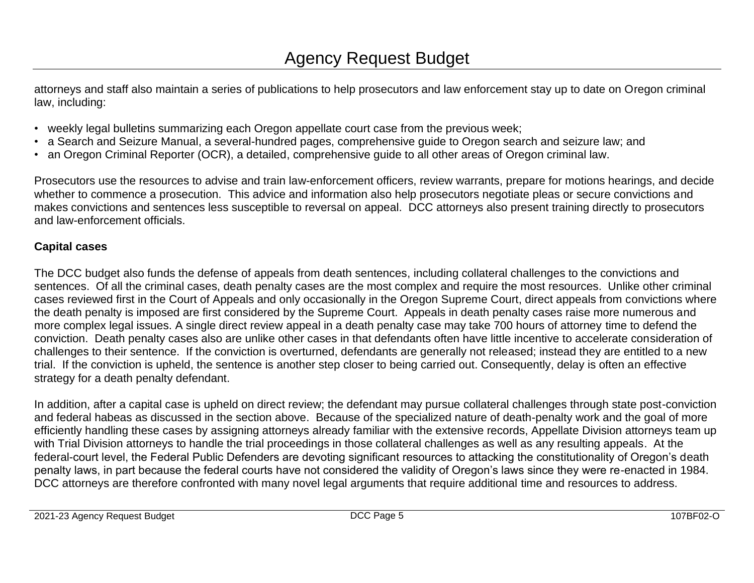attorneys and staff also maintain a series of publications to help prosecutors and law enforcement stay up to date on Oregon criminal law, including:

- weekly legal bulletins summarizing each Oregon appellate court case from the previous week;
- a Search and Seizure Manual, a several-hundred pages, comprehensive guide to Oregon search and seizure law; and
- an Oregon Criminal Reporter (OCR), a detailed, comprehensive guide to all other areas of Oregon criminal law.

Prosecutors use the resources to advise and train law-enforcement officers, review warrants, prepare for motions hearings, and decide whether to commence a prosecution. This advice and information also help prosecutors negotiate pleas or secure convictions and makes convictions and sentences less susceptible to reversal on appeal. DCC attorneys also present training directly to prosecutors and law-enforcement officials.

**Capital cases**

The DCC budget also funds the defense of appeals from death sentences, including collateral challenges to the convictions and sentences. Of all the criminal cases, death penalty cases are the most complex and require the most resources. Unlike other criminal cases reviewed first in the Court of Appeals and only occasionally in the Oregon Supreme Court, direct appeals from convictions where the death penalty is imposed are first considered by the Supreme Court. Appeals in death penalty cases raise more numerous and more complex legal issues. A single direct review appeal in a death penalty case may take 700 hours of attorney time to defend the conviction. Death penalty cases also are unlike other cases in that defendants often have little incentive to accelerate consideration of challenges to their sentence. If the conviction is overturned, defendants are generally not released; instead they are entitled to a new trial. If the conviction is upheld, the sentence is another step closer to being carried out. Consequently, delay is often an effective strategy for a death penalty defendant.

In addition, after a capital case is upheld on direct review; the defendant may pursue collateral challenges through state post-conviction and federal habeas as discussed in the section above. Because of the specialized nature of death-penalty work and the goal of more efficiently handling these cases by assigning attorneys already familiar with the extensive records, Appellate Division attorneys team up with Trial Division attorneys to handle the trial proceedings in those collateral challenges as well as any resulting appeals. At the federal-court level, the Federal Public Defenders are devoting significant resources to attacking the constitutionality of Oregon's death penalty laws, in part because the federal courts have not considered the validity of Oregon's laws since they were re-enacted in 1984. DCC attorneys are therefore confronted with many novel legal arguments that require additional time and resources to address.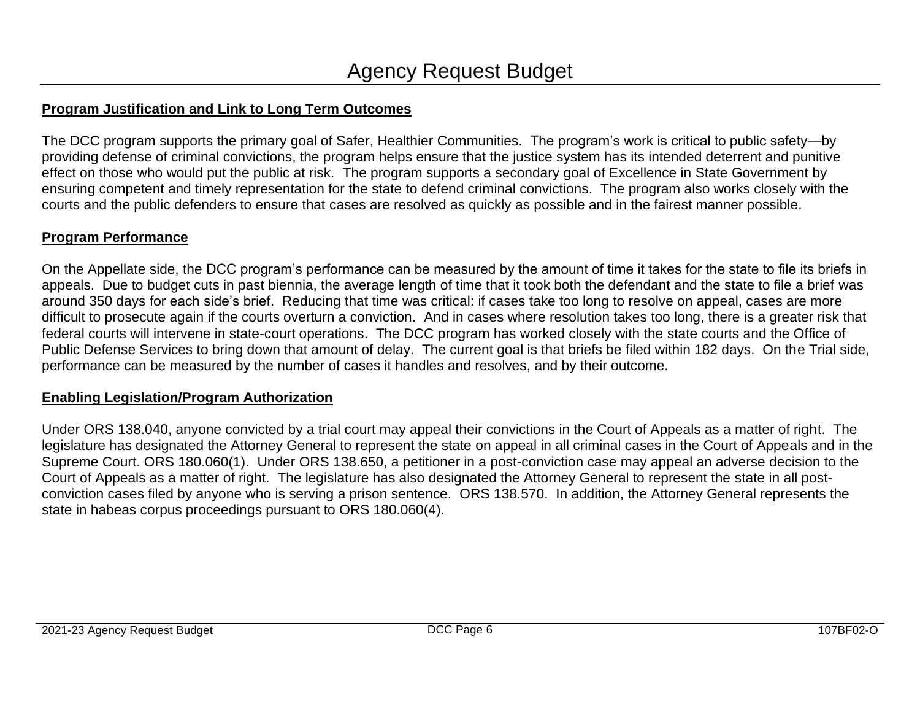## Program Justification and Link to Long Term Outcomes

The DCC program supports the primary goal of Safer, Healthier Communities. The program's work is critical to public safety—by providing defense of criminal convictions, the program helps ensure that the justice system has its intended deterrent and punitive effect on those who would put the public at risk. The program supports a secondary goal of Excellence in State Government by ensuring competent and timely representation for the state to defend criminal convictions. The program also works closely with the courts and the public defenders to ensure that cases are resolved as quickly as possible and in the fairest manner possible.

## Program Performance

On the Appellate side, the DCC program's performance can be measured by the amount of time it takes for the state to file its briefs in appeals. Due to budget cuts in past biennia, the average length of time that it took both the defendant and the state to file a brief was around 350 days for each side's brief. Reducing that time was critical: if cases take too long to resolve on appeal, cases are more difficult to prosecute again if the courts overturn a conviction. And in cases where resolution takes too long, there is a greater risk that federal courts will intervene in state-court operations. The DCC program has worked closely with the state courts and the Office of Public Defense Services to bring down that amount of delay. The current goal is that briefs be filed within 182 days. On the Trial side, performance can be measured by the number of cases it handles and resolves, and by their outcome.

## Enabling Legislation/Program Authorization

Under ORS 138.040, anyone convicted by a trial court may appeal their convictions in the Court of Appeals as a matter of right. The legislature has designated the Attorney General to represent the state on appeal in all criminal cases in the Court of Appeals and in the Supreme Court. ORS 180.060(1). Under ORS 138.650, a petitioner in a post-conviction case may appeal an adverse decision to the Court of Appeals as a matter of right. The legislature has also designated the Attorney General to represent the state in all post-conviction cases filed by anyone who is serving a prison sentence. ORS 138.570. In addition, the Attorney General represents the state in habeas corpus proceedings pursuant to ORS 180.060(4).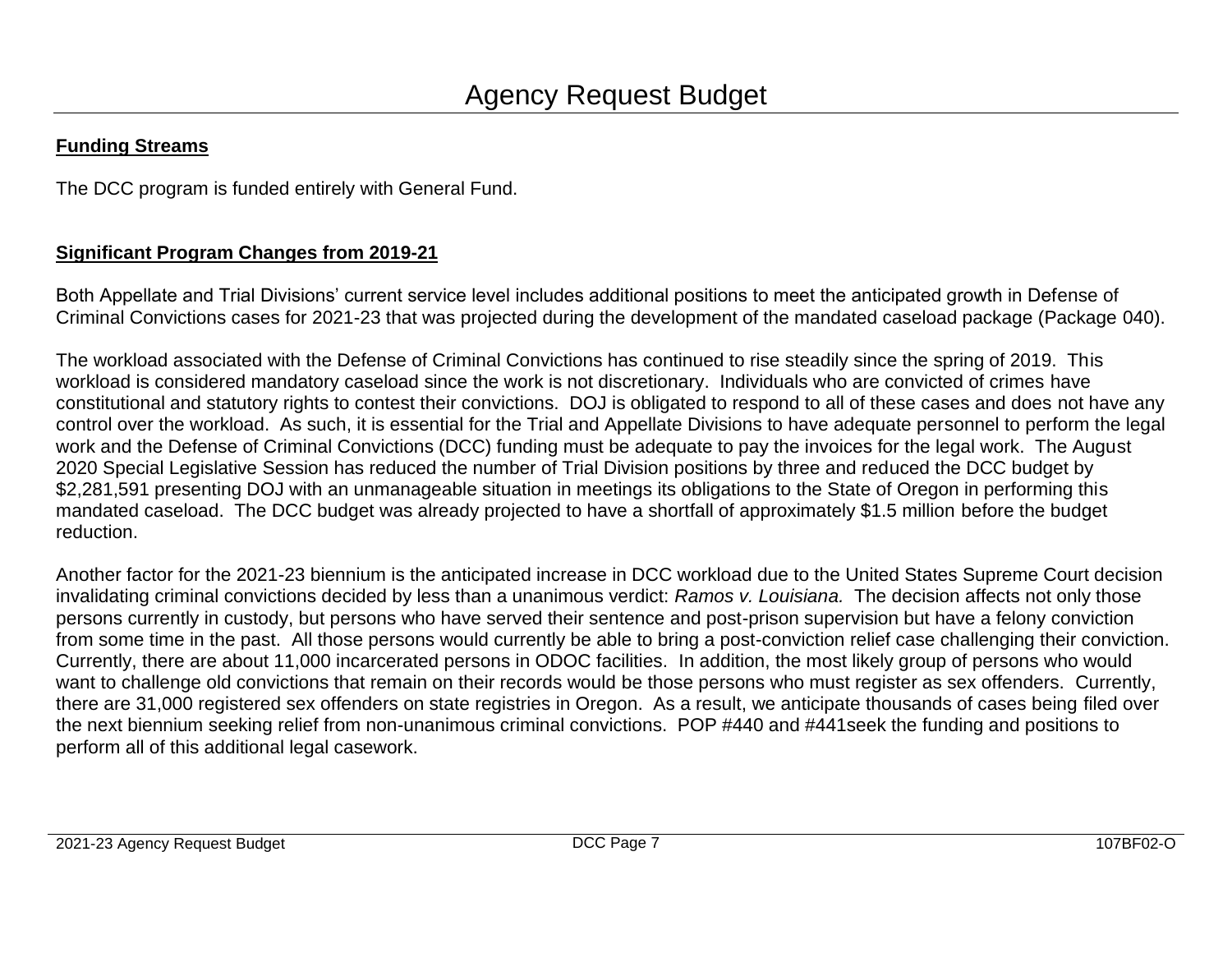# Agency Request Budget

**Funding Streams**

The DCC program is funded entirely with General Fund.

**Significant Program Changes from 2019-21**

Both Appellate and Trial Divisions' current service level includes additional positions to meet the anticipated growth in Defense of Criminal Convictions cases for 2021-23 that was projected during the development of the mandated caseload package (Package 040).

The workload associated with the Defense of Criminal Convictions has continued to rise steadily since the spring of 2019. This workload is considered mandatory caseload since the work is not discretionary. Individuals who are convicted of crimes have constitutional and statutory rights to contest their convictions. DOJ is obligated to respond to all of these cases and does not have any control over the workload. As such, it is essential for the Trial and Appellate Divisions to have adequate personnel to perform the legal work and the Defense of Criminal Convictions (DCC) funding must be adequate to pay the invoices for the legal work. The August 2020 Special Legislative Session has reduced the number of Trial Division positions by three and reduced the DCC budget by $2,281,591 presenting DOJ with an unmanageable situation in meetings its obligations to the State of Oregon in performing this mandated caseload. The DCC budget was already projected to have a shortfall of approximately $1.5 million before the budget reduction.

Another factor for the 2021-23 biennium is the anticipated increase in DCC workload due to the United States Supreme Court decision invalidating criminal convictions decided by less than a unanimous verdict: *Ramos v. Louisiana.* The decision affects not only those persons currently in custody, but persons who have served their sentence and post-prison supervision but have a felony conviction from some time in the past. All those persons would currently be able to bring a post-conviction relief case challenging their conviction. Currently, there are about 11,000 incarcerated persons in ODOC facilities. In addition, the most likely group of persons who would want to challenge old convictions that remain on their records would be those persons who must register as sex offenders. Currently, there are 31,000 registered sex offenders on state registries in Oregon. As a result, we anticipate thousands of cases being filed over the next biennium seeking relief from non-unanimous criminal convictions. POP #440 and #441seek the funding and positions to perform all of this additional legal casework.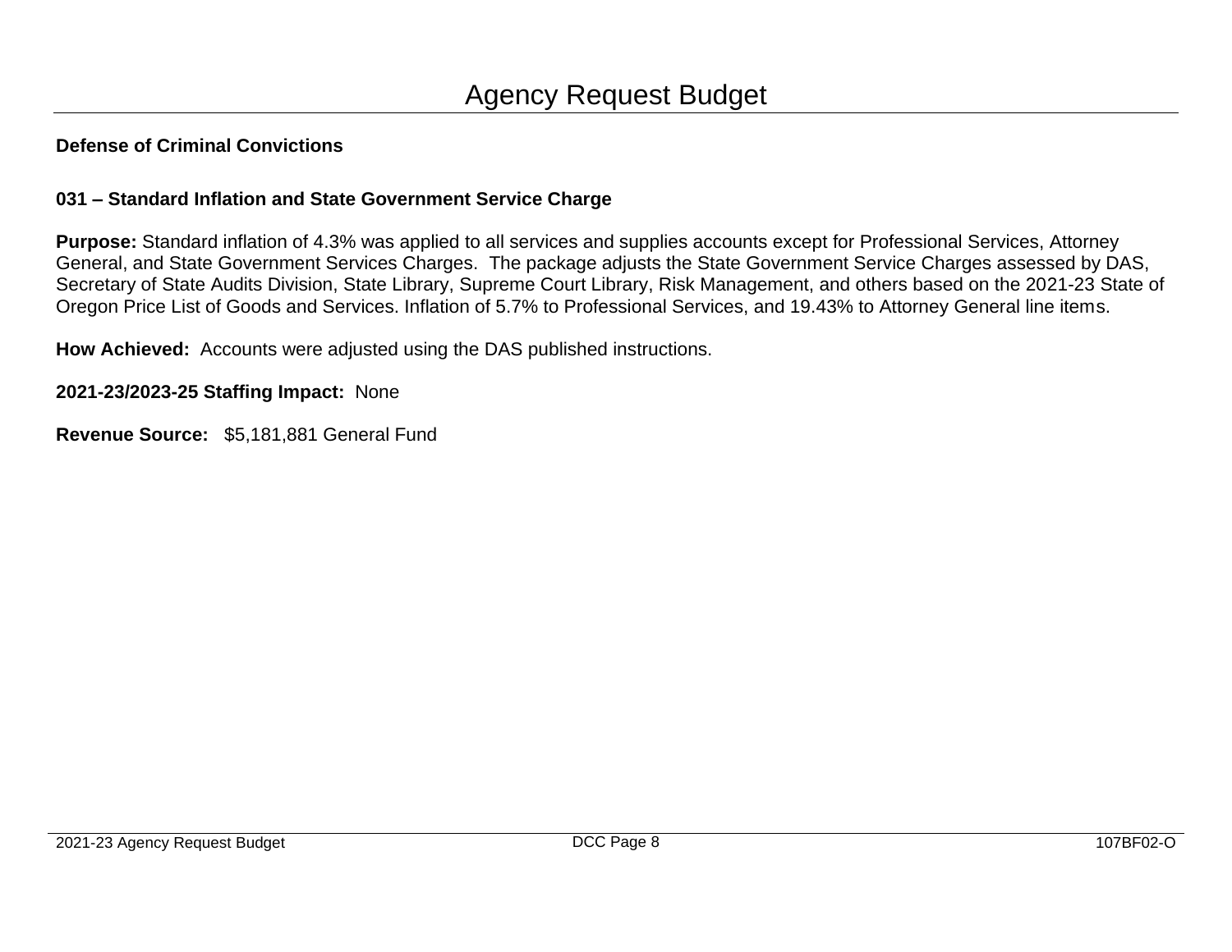# Agency Request Budget

**Defense of Criminal Convictions**

**031 – Standard Inflation and State Government Service Charge**

**Purpose:** Standard inflation of 4.3% was applied to all services and supplies accounts except for Professional Services, Attorney General, and State Government Services Charges. The package adjusts the State Government Service Charges assessed by DAS, Secretary of State Audits Division, State Library, Supreme Court Library, Risk Management, and others based on the 2021-23 State of Oregon Price List of Goods and Services. Inflation of 5.7% to Professional Services, and 19.43% to Attorney General line items.

**How Achieved:** Accounts were adjusted using the DAS published instructions.

**2021-23/2023-25 Staffing Impact:** None

**Revenue Source:** $5,181,881 General Fund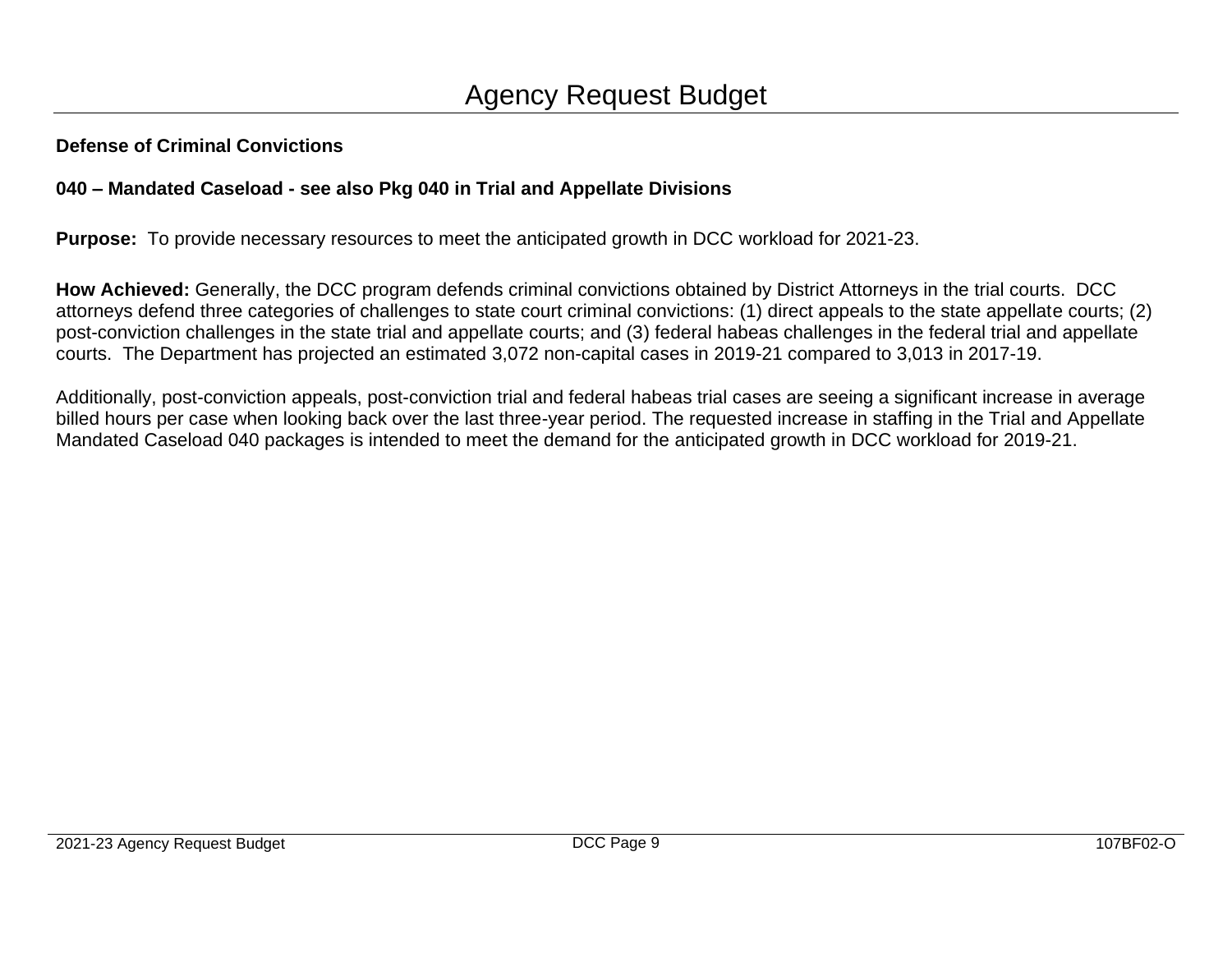# Agency Request Budget

**Defense of Criminal Convictions**

**040 – Mandated Caseload - see also Pkg 040 in Trial and Appellate Divisions**

**Purpose:** To provide necessary resources to meet the anticipated growth in DCC workload for 2021-23.

**How Achieved:** Generally, the DCC program defends criminal convictions obtained by District Attorneys in the trial courts. DCC attorneys defend three categories of challenges to state court criminal convictions: (1) direct appeals to the state appellate courts; (2) post-conviction challenges in the state trial and appellate courts; and (3) federal habeas challenges in the federal trial and appellate courts. The Department has projected an estimated 3,072 non-capital cases in 2019-21 compared to 3,013 in 2017-19.

Additionally, post-conviction appeals, post-conviction trial and federal habeas trial cases are seeing a significant increase in average billed hours per case when looking back over the last three-year period. The requested increase in staffing in the Trial and Appellate Mandated Caseload 040 packages is intended to meet the demand for the anticipated growth in DCC workload for 2019-21.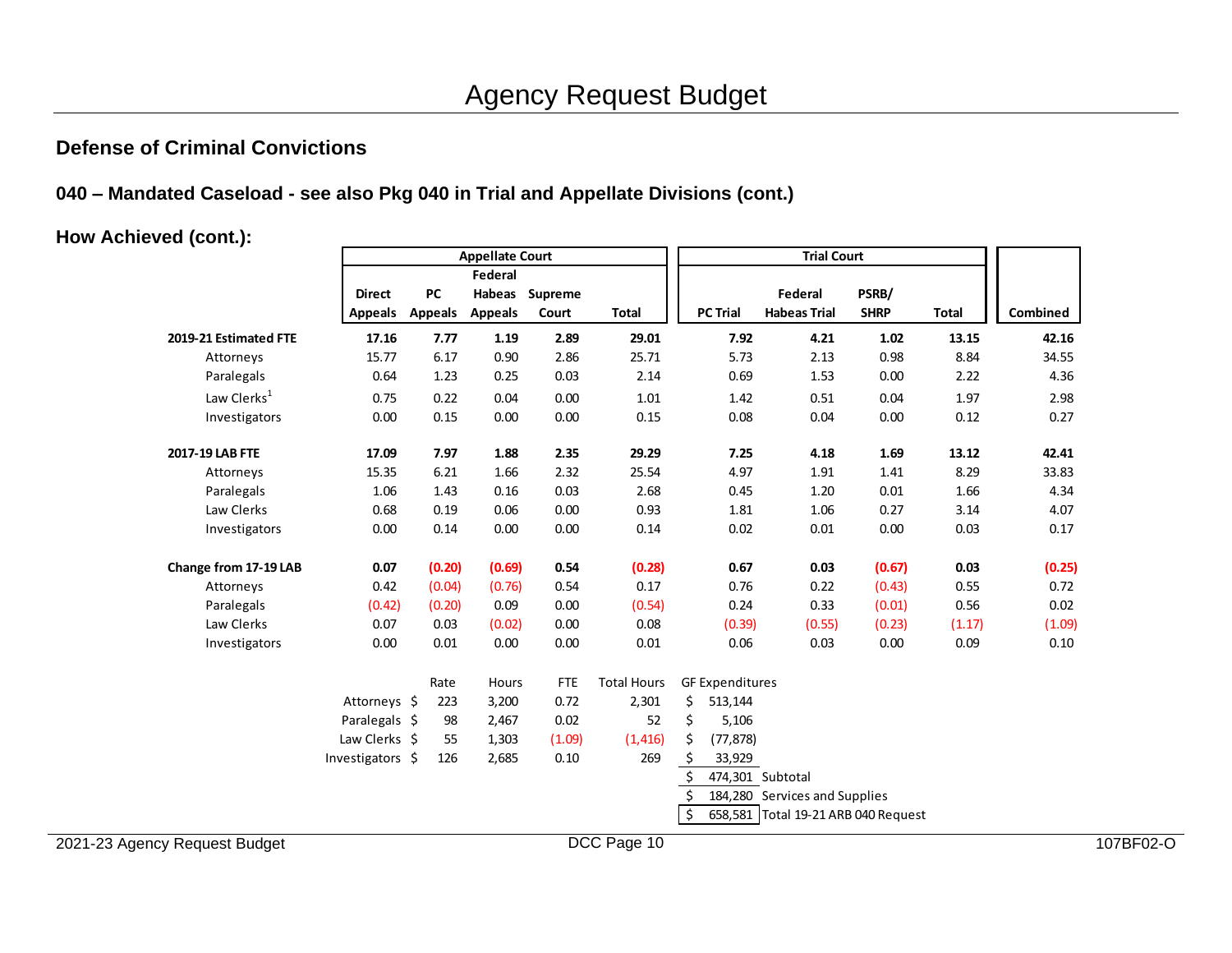# Agency Request Budget

## Defense of Criminal Convictions

### 040 – Mandated Caseload - see also Pkg 040 in Trial and Appellate Divisions (cont.)

### How Achieved (cont.):

| | Appellate Court | | | | | Trial Court | | | | |
|---|---|---|---|---|---|---|---|---|---|---|
| | Direct Appeals | PC Appeals | Federal Habeas Appeals | Supreme Court | Total | PC Trial | Federal Habeas Trial | PSRB/ SHRP | Total | Combined |
| **2019-21 Estimated FTE** | **17.16** | **7.77** | **1.19** | **2.89** | **29.01** | **7.92** | **4.21** | **1.02** | **13.15** | **42.16** |
| Attorneys | 15.77 | 6.17 | 0.90 | 2.86 | 25.71 | 5.73 | 2.13 | 0.98 | 8.84 | 34.55 |
| Paralegals | 0.64 | 1.23 | 0.25 | 0.03 | 2.14 | 0.69 | 1.53 | 0.00 | 2.22 | 4.36 |
| Law Clerks[1] | 0.75 | 0.22 | 0.04 | 0.00 | 1.01 | 1.42 | 0.51 | 0.04 | 1.97 | 2.98 |
| Investigators | 0.00 | 0.15 | 0.00 | 0.00 | 0.15 | 0.08 | 0.04 | 0.00 | 0.12 | 0.27 |
| **2017-19 LAB FTE** | **17.09** | **7.97** | **1.88** | **2.35** | **29.29** | **7.25** | **4.18** | **1.69** | **13.12** | **42.41** |
| Attorneys | 15.35 | 6.21 | 1.66 | 2.32 | 25.54 | 4.97 | 1.91 | 1.41 | 8.29 | 33.83 |
| Paralegals | 1.06 | 1.43 | 0.16 | 0.03 | 2.68 | 0.45 | 1.20 | 0.01 | 1.66 | 4.34 |
| Law Clerks | 0.68 | 0.19 | 0.06 | 0.00 | 0.93 | 1.81 | 1.06 | 0.27 | 3.14 | 4.07 |
| Investigators | 0.00 | 0.14 | 0.00 | 0.00 | 0.14 | 0.02 | 0.01 | 0.00 | 0.03 | 0.17 |
| **Change from 17-19 LAB** | **0.07** | **(0.20)** | **(0.69)** | **0.54** | **(0.28)** | **0.67** | **0.03** | **(0.67)** | **0.03** | **(0.25)** |
| Attorneys | 0.42 | (0.04) | (0.76) | 0.54 | 0.17 | 0.76 | 0.22 | (0.43) | 0.55 | 0.72 |
| Paralegals | (0.42) | (0.20) | 0.09 | 0.00 | (0.54) | 0.24 | 0.33 | (0.01) | 0.56 | 0.02 |
| Law Clerks | 0.07 | 0.03 | (0.02) | 0.00 | 0.08 | (0.39) | (0.55) | (0.23) | (1.17) | (1.09) |
| Investigators | 0.00 | 0.01 | 0.00 | 0.00 | 0.01 | 0.06 | 0.03 | 0.00 | 0.09 | 0.10 |

| | Rate | Hours | FTE | Total Hours | GF Expenditures | |
|---|---|---|---|---|---|---|
| Attorneys | $ 223 | 3,200 | 0.72 | 2,301 | $ 513,144 | |
| Paralegals | $ 98 | 2,467 | 0.02 | 52 | $ 5,106 | |
| Law Clerks | $ 55 | 1,303 | (1.09) | (1,416) | $ (77,878) | |
| Investigators | $ 126 | 2,685 | 0.10 | 269 | $ 33,929 | |
| | | | | | $ 474,301 | Subtotal |
| | | | | | $ 184,280 | Services and Supplies |
| | | | | | $ 658,581 | Total 19-21 ARB 040 Request |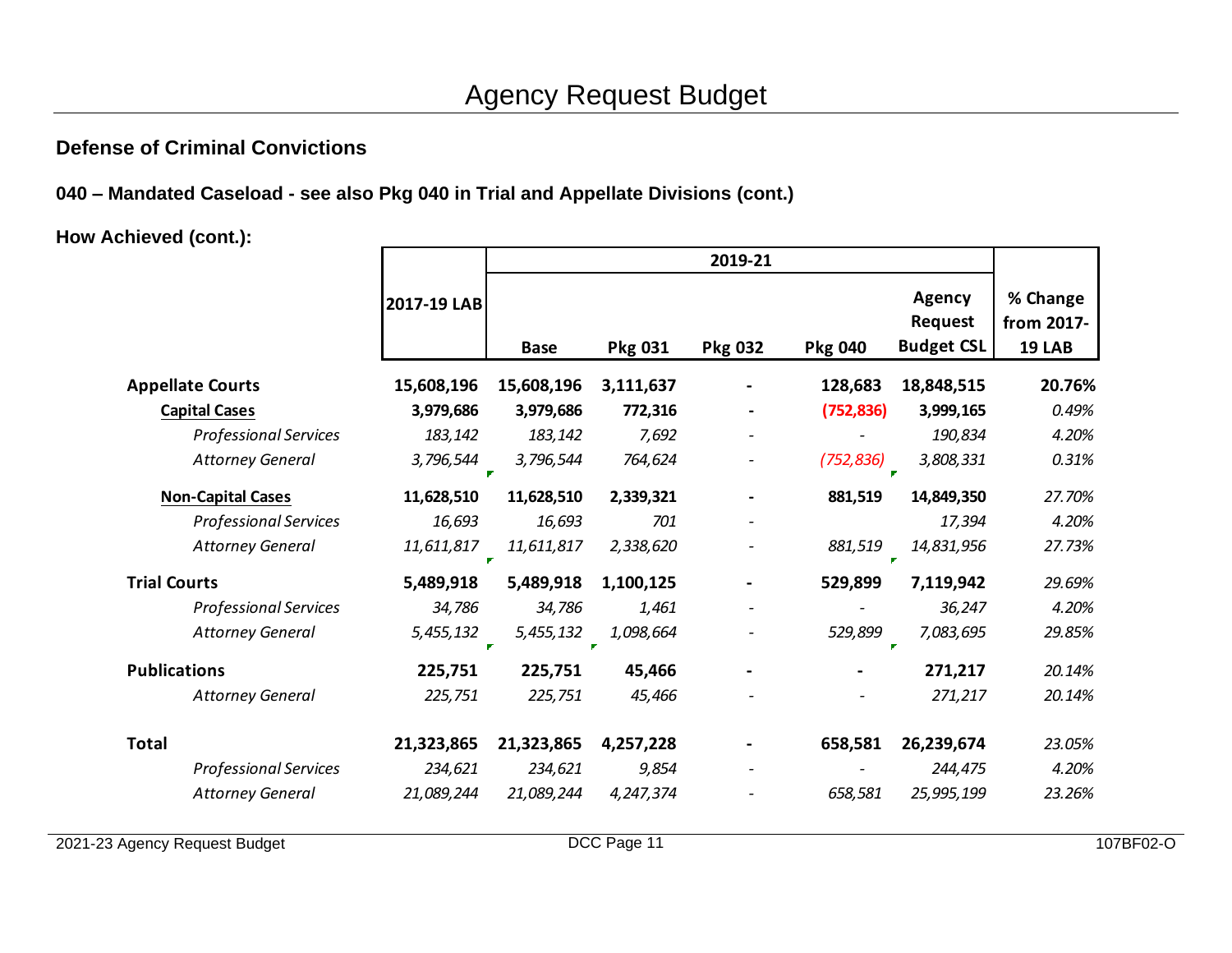# Agency Request Budget

## Defense of Criminal Convictions

### 040 – Mandated Caseload - see also Pkg 040 in Trial and Appellate Divisions (cont.)

**How Achieved (cont.):**

| | 2017-19 LAB | 2019-21 | | | | | % Change from 2017-19 LAB |
|---|---|---|---|---|---|---|---|
| | | Base | Pkg 031 | Pkg 032 | Pkg 040 | Agency Request Budget CSL | |
| **Appellate Courts** | **15,608,196** | **15,608,196** | **3,111,637** | **-** | **128,683** | **18,848,515** | **20.76%** |
| **Capital Cases** | **3,979,686** | **3,979,686** | **772,316** | **-** | **(752,836)** | **3,999,165** | *0.49%* |
| *Professional Services* | *183,142* | *183,142* | *7,692* | - | - | *190,834* | *4.20%* |
| *Attorney General* | *3,796,544* | *3,796,544* | *764,624* | - | *(752,836)* | *3,808,331* | *0.31%* |
| **Non-Capital Cases** | **11,628,510** | **11,628,510** | **2,339,321** | **-** | **881,519** | **14,849,350** | *27.70%* |
| *Professional Services* | *16,693* | *16,693* | *701* | - | | *17,394* | *4.20%* |
| *Attorney General* | *11,611,817* | *11,611,817* | *2,338,620* | - | *881,519* | *14,831,956* | *27.73%* |
| **Trial Courts** | **5,489,918** | **5,489,918** | **1,100,125** | **-** | **529,899** | **7,119,942** | *29.69%* |
| *Professional Services* | *34,786* | *34,786* | *1,461* | - | - | *36,247* | *4.20%* |
| *Attorney General* | *5,455,132* | *5,455,132* | *1,098,664* | - | *529,899* | *7,083,695* | *29.85%* |
| **Publications** | **225,751** | **225,751** | **45,466** | **-** | **-** | **271,217** | *20.14%* |
| *Attorney General* | *225,751* | *225,751* | *45,466* | - | - | *271,217* | *20.14%* |
| **Total** | **21,323,865** | **21,323,865** | **4,257,228** | **-** | **658,581** | **26,239,674** | *23.05%* |
| *Professional Services* | *234,621* | *234,621* | *9,854* | - | - | *244,475* | *4.20%* |
| *Attorney General* | *21,089,244* | *21,089,244* | *4,247,374* | - | *658,581* | *25,995,199* | *23.26%* |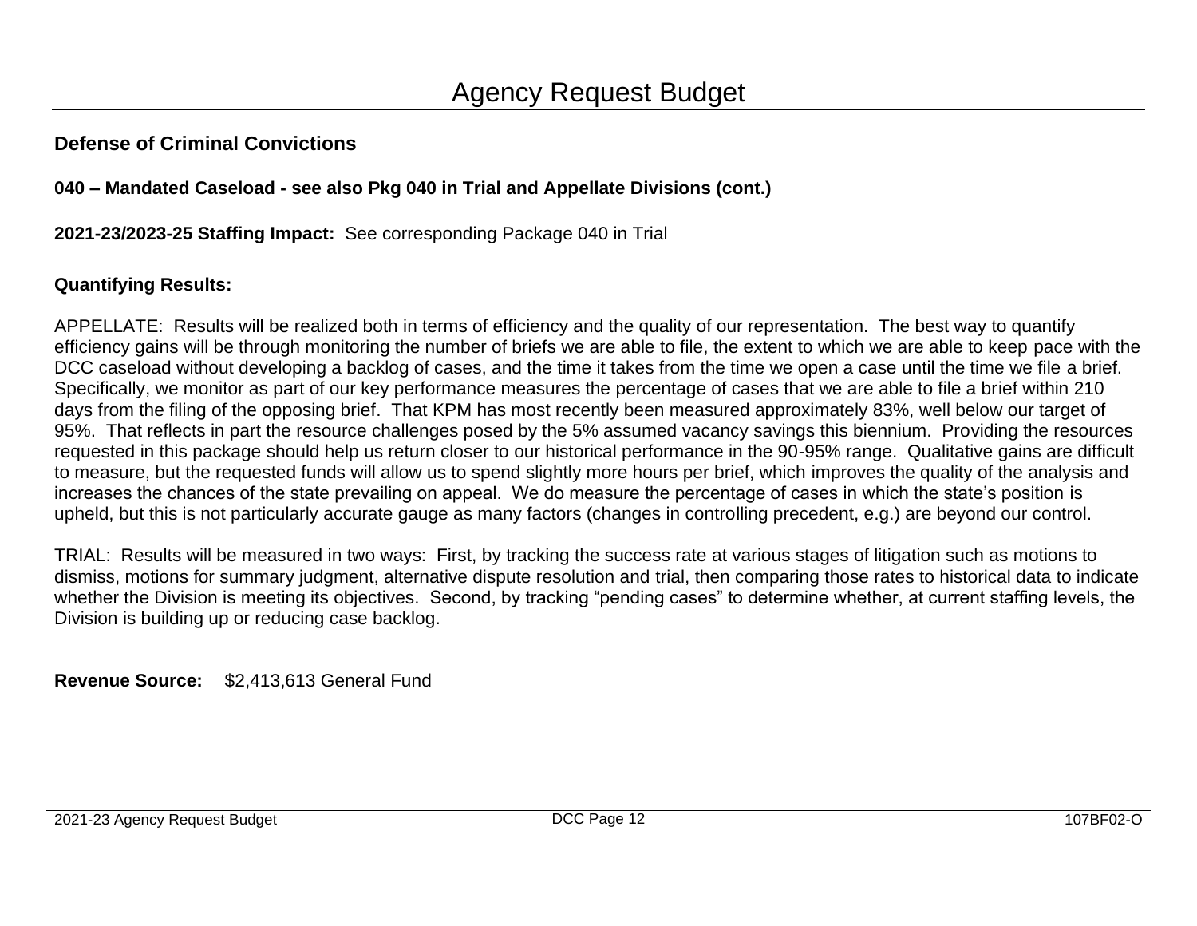# Agency Request Budget

## Defense of Criminal Convictions

### 040 – Mandated Caseload - see also Pkg 040 in Trial and Appellate Divisions (cont.)

**2021-23/2023-25 Staffing Impact:** See corresponding Package 040 in Trial

**Quantifying Results:**

APPELLATE: Results will be realized both in terms of efficiency and the quality of our representation. The best way to quantify efficiency gains will be through monitoring the number of briefs we are able to file, the extent to which we are able to keep pace with the DCC caseload without developing a backlog of cases, and the time it takes from the time we open a case until the time we file a brief. Specifically, we monitor as part of our key performance measures the percentage of cases that we are able to file a brief within 210 days from the filing of the opposing brief. That KPM has most recently been measured approximately 83%, well below our target of 95%. That reflects in part the resource challenges posed by the 5% assumed vacancy savings this biennium. Providing the resources requested in this package should help us return closer to our historical performance in the 90-95% range. Qualitative gains are difficult to measure, but the requested funds will allow us to spend slightly more hours per brief, which improves the quality of the analysis and increases the chances of the state prevailing on appeal. We do measure the percentage of cases in which the state's position is upheld, but this is not particularly accurate gauge as many factors (changes in controlling precedent, e.g.) are beyond our control.

TRIAL: Results will be measured in two ways: First, by tracking the success rate at various stages of litigation such as motions to dismiss, motions for summary judgment, alternative dispute resolution and trial, then comparing those rates to historical data to indicate whether the Division is meeting its objectives. Second, by tracking "pending cases" to determine whether, at current staffing levels, the Division is building up or reducing case backlog.

**Revenue Source:** $2,413,613 General Fund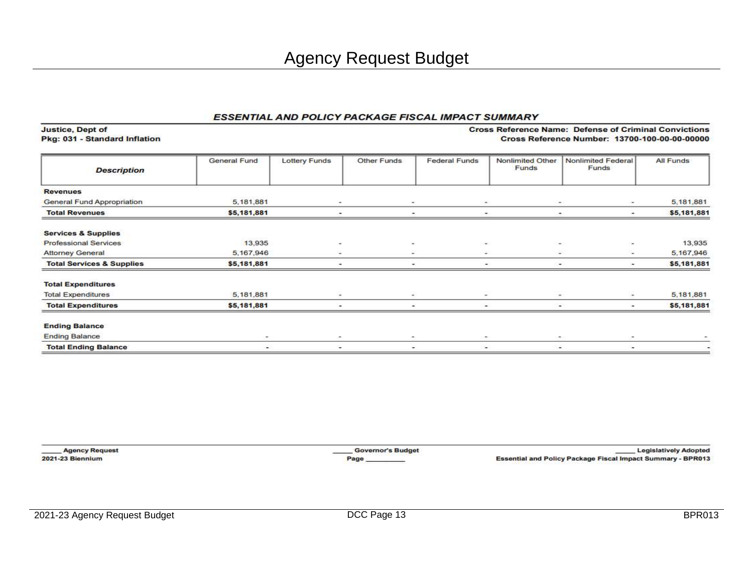# Agency Request Budget

## ESSENTIAL AND POLICY PACKAGE FISCAL IMPACT SUMMARY

**Justice, Dept of**
**Pkg: 031 - Standard Inflation**

**Cross Reference Name: Defense of Criminal Convictions**
**Cross Reference Number: 13700-100-00-00-00000**

| *Description* | General Fund | Lottery Funds | Other Funds | Federal Funds | Nonlimited Other Funds | Nonlimited Federal Funds | All Funds |
|---|---|---|---|---|---|---|---|
| **Revenues** | | | | | | | |
| General Fund Appropriation | 5,181,881 | - | - | - | - | - | 5,181,881 |
| **Total Revenues** | **$5,181,881** | **-** | **-** | **-** | **-** | **-** | **$5,181,881** |
| **Services & Supplies** | | | | | | | |
| Professional Services | 13,935 | - | - | - | - | - | 13,935 |
| Attorney General | 5,167,946 | - | - | - | - | - | 5,167,946 |
| **Total Services & Supplies** | **$5,181,881** | **-** | **-** | **-** | **-** | **-** | **$5,181,881** |
| **Total Expenditures** | | | | | | | |
| Total Expenditures | 5,181,881 | - | - | - | - | - | 5,181,881 |
| **Total Expenditures** | **$5,181,881** | **-** | **-** | **-** | **-** | **-** | **$5,181,881** |
| **Ending Balance** | | | | | | | |
| Ending Balance | - | - | - | - | - | - | - |
| **Total Ending Balance** | **-** | **-** | **-** | **-** | **-** | **-** | **-** |

_____ **Agency Request** _____ **Governor's Budget** _____ **Legislatively Adopted**

**2021-23 Biennium** **Page __________** **Essential and Policy Package Fiscal Impact Summary - BPR013**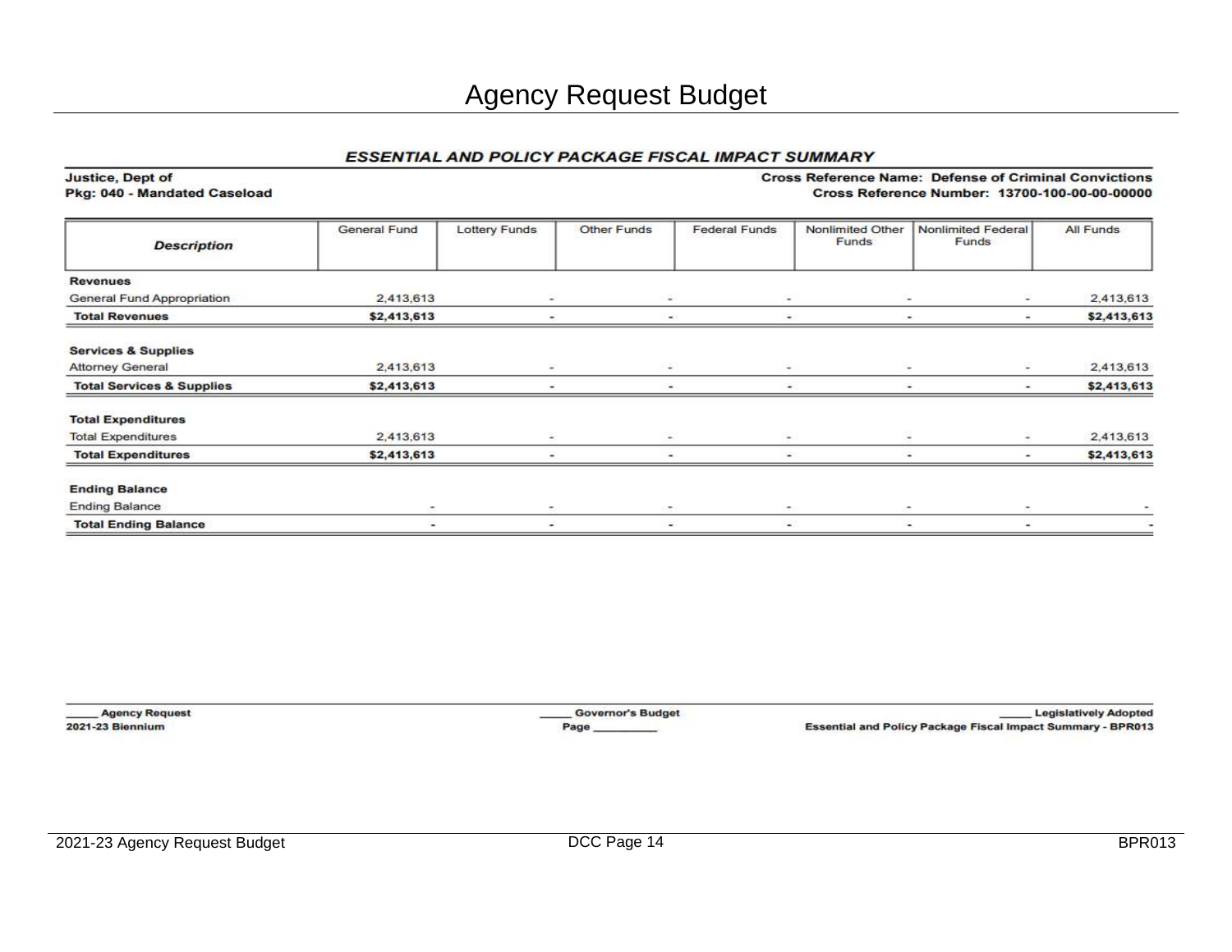# Agency Request Budget

## *ESSENTIAL AND POLICY PACKAGE FISCAL IMPACT SUMMARY*

**Justice, Dept of**
**Pkg: 040 - Mandated Caseload**

**Cross Reference Name: Defense of Criminal Convictions**
**Cross Reference Number: 13700-100-00-00-00000**

| *Description* | General Fund | Lottery Funds | Other Funds | Federal Funds | Nonlimited Other Funds | Nonlimited Federal Funds | All Funds |
|---|---|---|---|---|---|---|---|
| **Revenues** | | | | | | | |
| General Fund Appropriation | 2,413,613 | - | - | - | - | - | 2,413,613 |
| **Total Revenues** | **$2,413,613** | **-** | **-** | **-** | **-** | **-** | **$2,413,613** |
| **Services & Supplies** | | | | | | | |
| Attorney General | 2,413,613 | - | - | - | - | - | 2,413,613 |
| **Total Services & Supplies** | **$2,413,613** | **-** | **-** | **-** | **-** | **-** | **$2,413,613** |
| **Total Expenditures** | | | | | | | |
| Total Expenditures | 2,413,613 | - | - | - | - | - | 2,413,613 |
| **Total Expenditures** | **$2,413,613** | **-** | **-** | **-** | **-** | **-** | **$2,413,613** |
| **Ending Balance** | | | | | | | |
| Ending Balance | - | - | - | - | - | - | - |
| **Total Ending Balance** | **-** | **-** | **-** | **-** | **-** | **-** | **-** |

_____ **Agency Request** _____ **Governor's Budget** _____ **Legislatively Adopted**

**2021-23 Biennium** **Page __________** **Essential and Policy Package Fiscal Impact Summary - BPR013**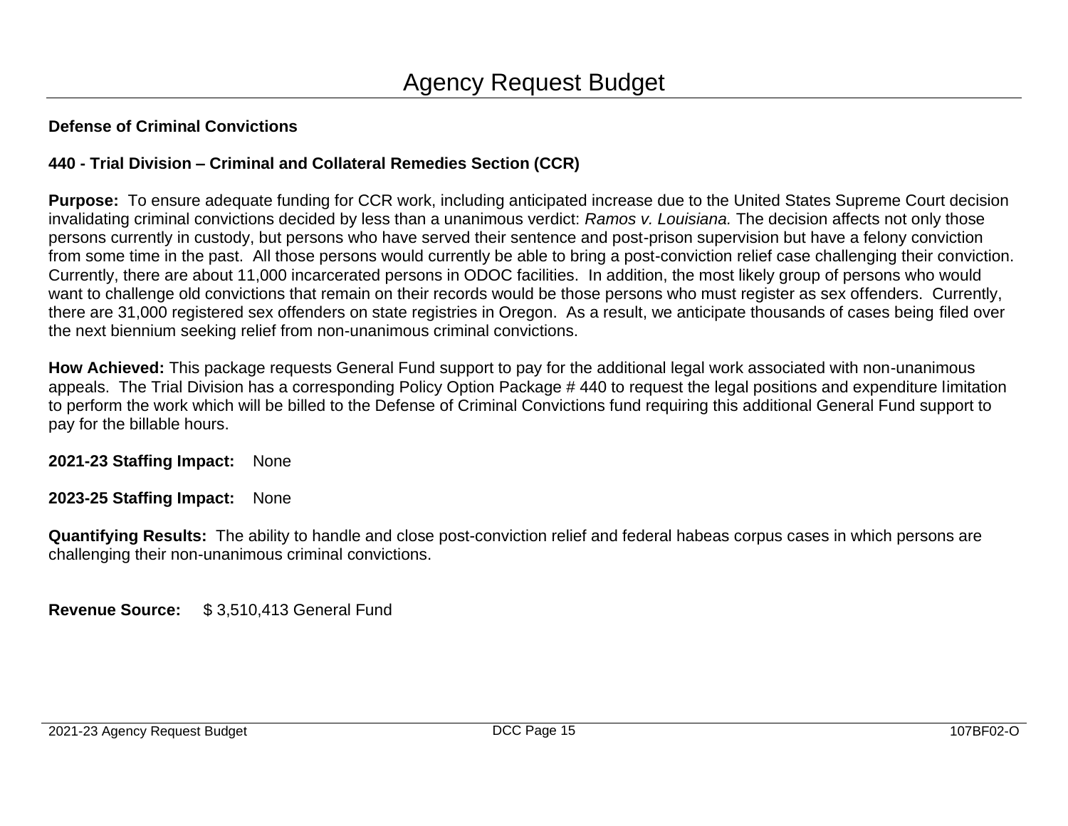# Agency Request Budget

**Defense of Criminal Convictions**

**440 - Trial Division – Criminal and Collateral Remedies Section (CCR)**

**Purpose:** To ensure adequate funding for CCR work, including anticipated increase due to the United States Supreme Court decision invalidating criminal convictions decided by less than a unanimous verdict: *Ramos v. Louisiana.* The decision affects not only those persons currently in custody, but persons who have served their sentence and post-prison supervision but have a felony conviction from some time in the past. All those persons would currently be able to bring a post-conviction relief case challenging their conviction. Currently, there are about 11,000 incarcerated persons in ODOC facilities. In addition, the most likely group of persons who would want to challenge old convictions that remain on their records would be those persons who must register as sex offenders. Currently, there are 31,000 registered sex offenders on state registries in Oregon. As a result, we anticipate thousands of cases being filed over the next biennium seeking relief from non-unanimous criminal convictions.

**How Achieved:** This package requests General Fund support to pay for the additional legal work associated with non-unanimous appeals. The Trial Division has a corresponding Policy Option Package # 440 to request the legal positions and expenditure limitation to perform the work which will be billed to the Defense of Criminal Convictions fund requiring this additional General Fund support to pay for the billable hours.

**2021-23 Staffing Impact:** None

**2023-25 Staffing Impact:** None

**Quantifying Results:** The ability to handle and close post-conviction relief and federal habeas corpus cases in which persons are challenging their non-unanimous criminal convictions.

**Revenue Source:** $ 3,510,413 General Fund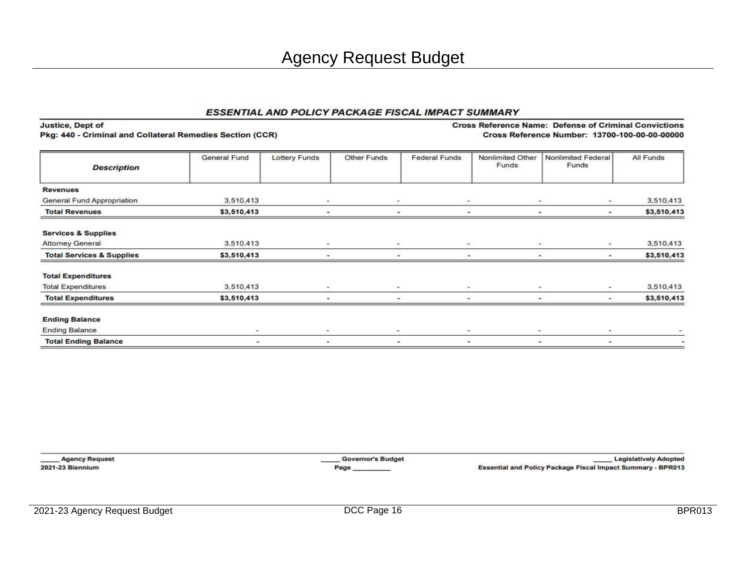# Agency Request Budget

## ESSENTIAL AND POLICY PACKAGE FISCAL IMPACT SUMMARY

**Justice, Dept of**
**Pkg: 440 - Criminal and Collateral Remedies Section (CCR)**

**Cross Reference Name: Defense of Criminal Convictions**
**Cross Reference Number: 13700-100-00-00-00000**

| Description | General Fund | Lottery Funds | Other Funds | Federal Funds | Nonlimited Other Funds | Nonlimited Federal Funds | All Funds |
|---|---|---|---|---|---|---|---|
| **Revenues** | | | | | | | |
| General Fund Appropriation | 3,510,413 | - | - | - | - | - | 3,510,413 |
| **Total Revenues** | **$3,510,413** | **-** | **-** | **-** | **-** | **-** | **$3,510,413** |
| **Services & Supplies** | | | | | | | |
| Attorney General | 3,510,413 | - | - | - | - | - | 3,510,413 |
| **Total Services & Supplies** | **$3,510,413** | **-** | **-** | **-** | **-** | **-** | **$3,510,413** |
| **Total Expenditures** | | | | | | | |
| Total Expenditures | 3,510,413 | - | - | - | - | - | 3,510,413 |
| **Total Expenditures** | **$3,510,413** | **-** | **-** | **-** | **-** | **-** | **$3,510,413** |
| **Ending Balance** | | | | | | | |
| Ending Balance | - | - | - | - | - | - | - |
| **Total Ending Balance** | **-** | **-** | **-** | **-** | **-** | **-** | **-** |

_____ Agency Request
2021-23 Biennium

_____ Governor's Budget
Page _________

_____ Legislatively Adopted
Essential and Policy Package Fiscal Impact Summary - BPR013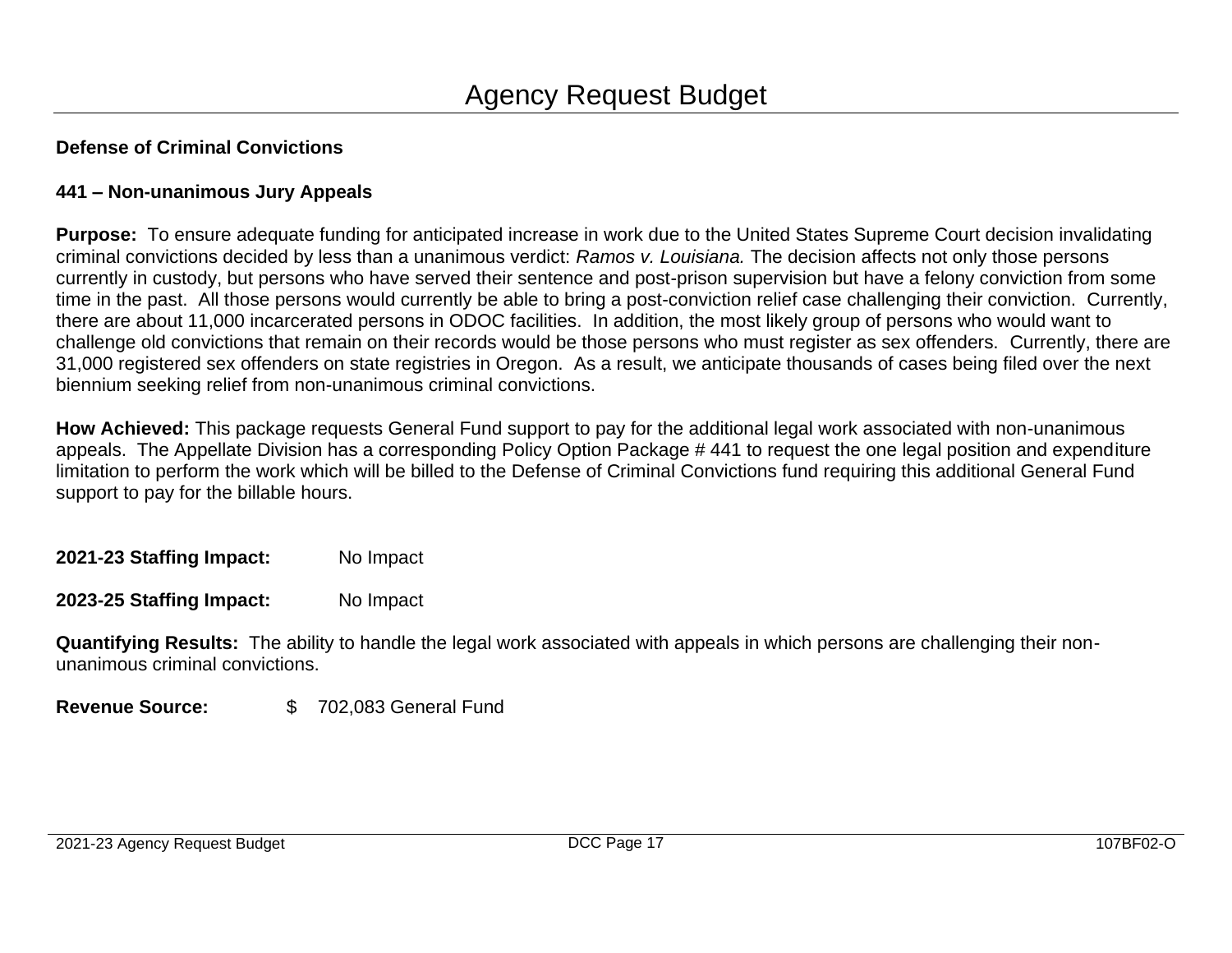# Agency Request Budget

**Defense of Criminal Convictions**

**441 – Non-unanimous Jury Appeals**

**Purpose:** To ensure adequate funding for anticipated increase in work due to the United States Supreme Court decision invalidating criminal convictions decided by less than a unanimous verdict: *Ramos v. Louisiana.* The decision affects not only those persons currently in custody, but persons who have served their sentence and post-prison supervision but have a felony conviction from some time in the past. All those persons would currently be able to bring a post-conviction relief case challenging their conviction. Currently, there are about 11,000 incarcerated persons in ODOC facilities. In addition, the most likely group of persons who would want to challenge old convictions that remain on their records would be those persons who must register as sex offenders. Currently, there are 31,000 registered sex offenders on state registries in Oregon. As a result, we anticipate thousands of cases being filed over the next biennium seeking relief from non-unanimous criminal convictions.

**How Achieved:** This package requests General Fund support to pay for the additional legal work associated with non-unanimous appeals. The Appellate Division has a corresponding Policy Option Package # 441 to request the one legal position and expenditure limitation to perform the work which will be billed to the Defense of Criminal Convictions fund requiring this additional General Fund support to pay for the billable hours.

**2021-23 Staffing Impact:** No Impact

**2023-25 Staffing Impact:** No Impact

**Quantifying Results:** The ability to handle the legal work associated with appeals in which persons are challenging their non-unanimous criminal convictions.

**Revenue Source:** $ 702,083 General Fund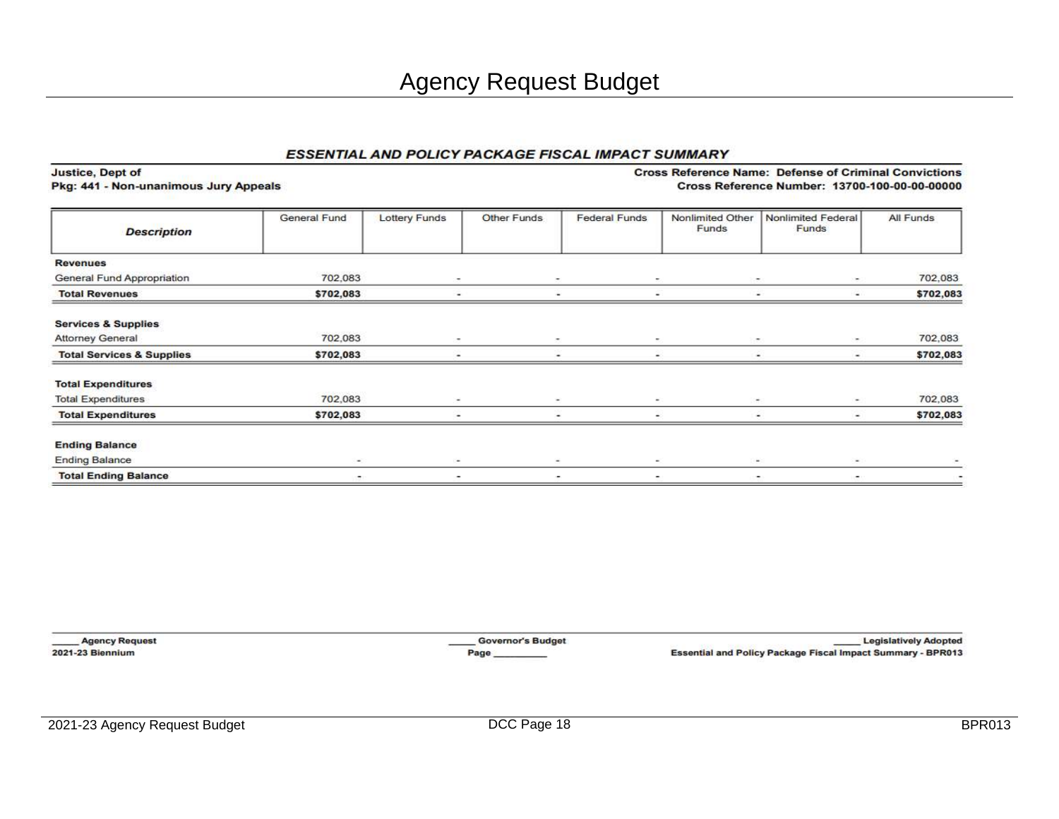# Agency Request Budget

## *ESSENTIAL AND POLICY PACKAGE FISCAL IMPACT SUMMARY*

**Justice, Dept of**
**Pkg: 441 - Non-unanimous Jury Appeals**

**Cross Reference Name: Defense of Criminal Convictions**
**Cross Reference Number: 13700-100-00-00-00000**

| *Description* | General Fund | Lottery Funds | Other Funds | Federal Funds | Nonlimited Other Funds | Nonlimited Federal Funds | All Funds |
|---|---|---|---|---|---|---|---|
| **Revenues** | | | | | | | |
| General Fund Appropriation | 702,083 | - | - | - | - | - | 702,083 |
| **Total Revenues** | **$702,083** | **-** | **-** | **-** | **-** | **-** | **$702,083** |
| **Services & Supplies** | | | | | | | |
| Attorney General | 702,083 | - | - | - | - | - | 702,083 |
| **Total Services & Supplies** | **$702,083** | **-** | **-** | **-** | **-** | **-** | **$702,083** |
| **Total Expenditures** | | | | | | | |
| Total Expenditures | 702,083 | - | - | - | - | - | 702,083 |
| **Total Expenditures** | **$702,083** | **-** | **-** | **-** | **-** | **-** | **$702,083** |
| **Ending Balance** | | | | | | | |
| Ending Balance | - | - | - | - | - | - | - |
| **Total Ending Balance** | **-** | **-** | **-** | **-** | **-** | **-** | **-** |

**_____ Agency Request** **_____ Governor's Budget** **_____ Legislatively Adopted**
**2021-23 Biennium** **Page __________** **Essential and Policy Package Fiscal Impact Summary - BPR013**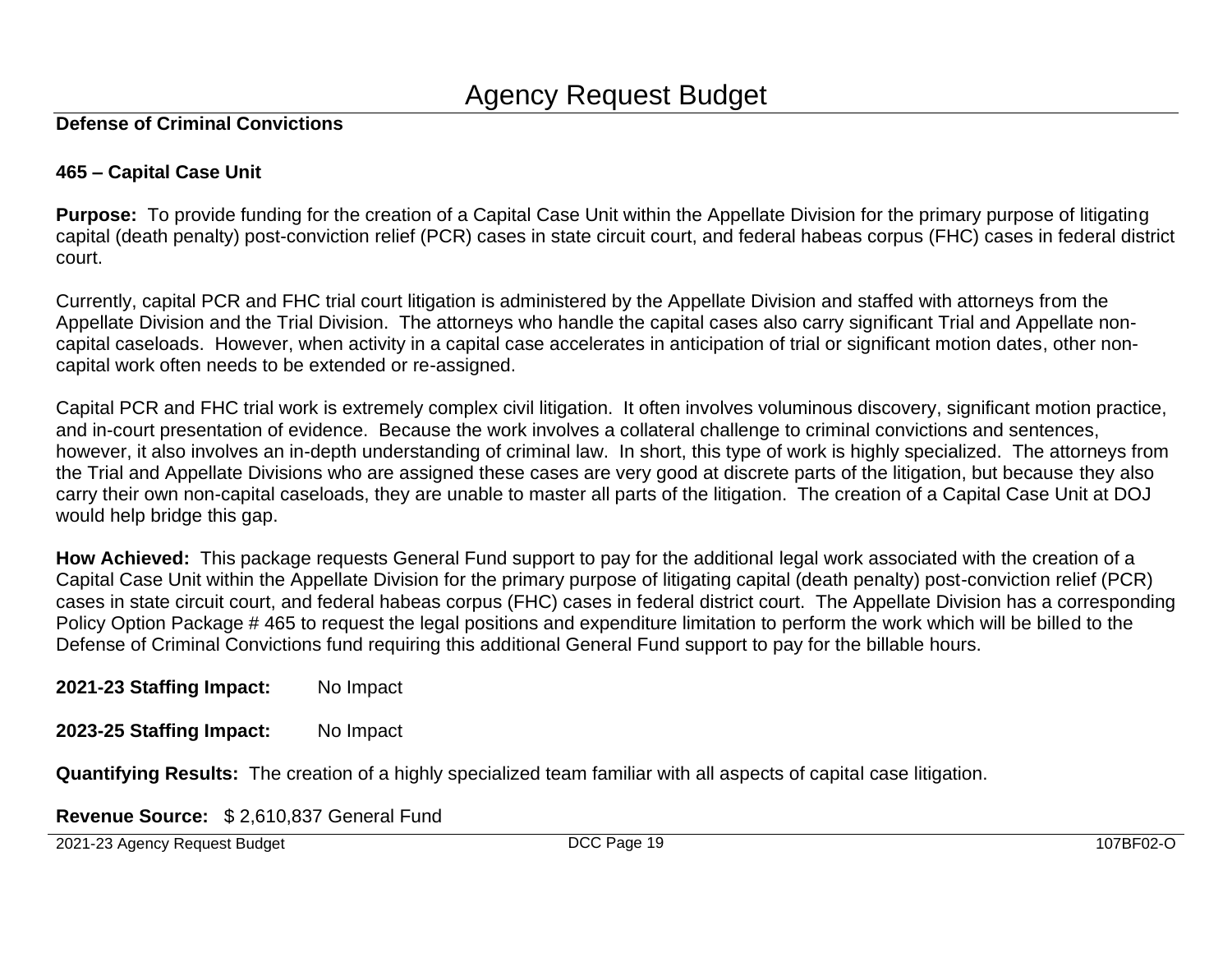# Agency Request Budget

**Defense of Criminal Convictions**

**465 – Capital Case Unit**

**Purpose:** To provide funding for the creation of a Capital Case Unit within the Appellate Division for the primary purpose of litigating capital (death penalty) post-conviction relief (PCR) cases in state circuit court, and federal habeas corpus (FHC) cases in federal district court.

Currently, capital PCR and FHC trial court litigation is administered by the Appellate Division and staffed with attorneys from the Appellate Division and the Trial Division. The attorneys who handle the capital cases also carry significant Trial and Appellate non-capital caseloads. However, when activity in a capital case accelerates in anticipation of trial or significant motion dates, other non-capital work often needs to be extended or re-assigned.

Capital PCR and FHC trial work is extremely complex civil litigation. It often involves voluminous discovery, significant motion practice, and in-court presentation of evidence. Because the work involves a collateral challenge to criminal convictions and sentences, however, it also involves an in-depth understanding of criminal law. In short, this type of work is highly specialized. The attorneys from the Trial and Appellate Divisions who are assigned these cases are very good at discrete parts of the litigation, but because they also carry their own non-capital caseloads, they are unable to master all parts of the litigation. The creation of a Capital Case Unit at DOJ would help bridge this gap.

**How Achieved:** This package requests General Fund support to pay for the additional legal work associated with the creation of a Capital Case Unit within the Appellate Division for the primary purpose of litigating capital (death penalty) post-conviction relief (PCR) cases in state circuit court, and federal habeas corpus (FHC) cases in federal district court. The Appellate Division has a corresponding Policy Option Package # 465 to request the legal positions and expenditure limitation to perform the work which will be billed to the Defense of Criminal Convictions fund requiring this additional General Fund support to pay for the billable hours.

**2021-23 Staffing Impact:** No Impact

**2023-25 Staffing Impact:** No Impact

**Quantifying Results:** The creation of a highly specialized team familiar with all aspects of capital case litigation.

**Revenue Source:** $ 2,610,837 General Fund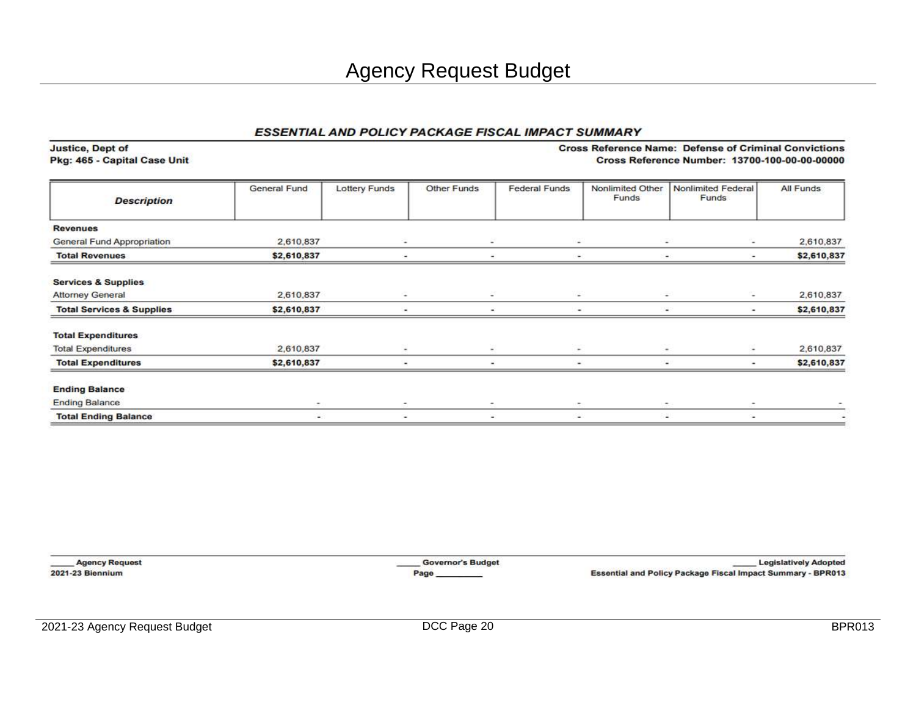# Agency Request Budget

## *ESSENTIAL AND POLICY PACKAGE FISCAL IMPACT SUMMARY*

**Justice, Dept of**
**Pkg: 465 - Capital Case Unit**

**Cross Reference Name: Defense of Criminal Convictions**
**Cross Reference Number: 13700-100-00-00-00000**

| *Description* | General Fund | Lottery Funds | Other Funds | Federal Funds | Nonlimited Other Funds | Nonlimited Federal Funds | All Funds |
|---|---|---|---|---|---|---|---|
| **Revenues** | | | | | | | |
| General Fund Appropriation | 2,610,837 | - | - | - | - | - | 2,610,837 |
| **Total Revenues** | **$2,610,837** | **-** | **-** | **-** | **-** | **-** | **$2,610,837** |
| **Services & Supplies** | | | | | | | |
| Attorney General | 2,610,837 | - | - | - | - | - | 2,610,837 |
| **Total Services & Supplies** | **$2,610,837** | **-** | **-** | **-** | **-** | **-** | **$2,610,837** |
| **Total Expenditures** | | | | | | | |
| Total Expenditures | 2,610,837 | - | - | - | - | - | 2,610,837 |
| **Total Expenditures** | **$2,610,837** | **-** | **-** | **-** | **-** | **-** | **$2,610,837** |
| **Ending Balance** | | | | | | | |
| Ending Balance | - | - | - | - | - | - | - |
| **Total Ending Balance** | **-** | **-** | **-** | **-** | **-** | **-** | **-** |

_____ **Agency Request** _____ **Governor's Budget** _____ **Legislatively Adopted**

**2021-23 Biennium** **Page _________** **Essential and Policy Package Fiscal Impact Summary - BPR013**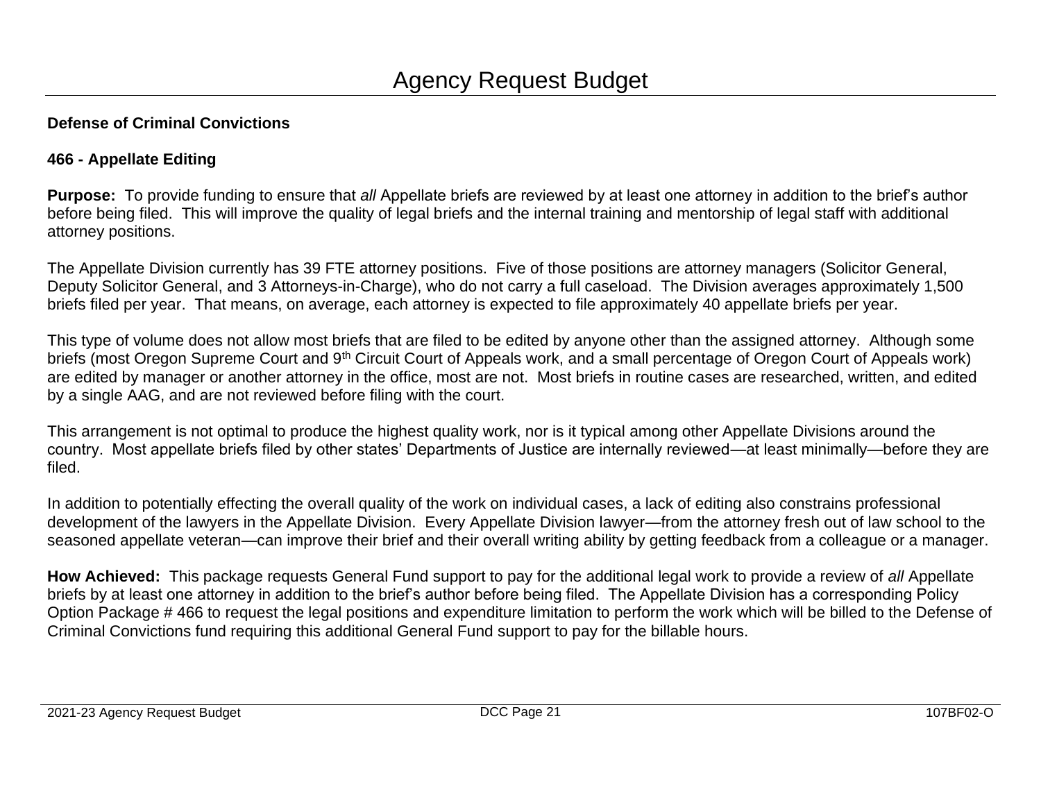# Agency Request Budget

**Defense of Criminal Convictions**

**466 - Appellate Editing**

**Purpose:** To provide funding to ensure that *all* Appellate briefs are reviewed by at least one attorney in addition to the brief's author before being filed. This will improve the quality of legal briefs and the internal training and mentorship of legal staff with additional attorney positions.

The Appellate Division currently has 39 FTE attorney positions. Five of those positions are attorney managers (Solicitor General, Deputy Solicitor General, and 3 Attorneys-in-Charge), who do not carry a full caseload. The Division averages approximately 1,500 briefs filed per year. That means, on average, each attorney is expected to file approximately 40 appellate briefs per year.

This type of volume does not allow most briefs that are filed to be edited by anyone other than the assigned attorney. Although some briefs (most Oregon Supreme Court and 9th Circuit Court of Appeals work, and a small percentage of Oregon Court of Appeals work) are edited by manager or another attorney in the office, most are not. Most briefs in routine cases are researched, written, and edited by a single AAG, and are not reviewed before filing with the court.

This arrangement is not optimal to produce the highest quality work, nor is it typical among other Appellate Divisions around the country. Most appellate briefs filed by other states' Departments of Justice are internally reviewed—at least minimally—before they are filed.

In addition to potentially effecting the overall quality of the work on individual cases, a lack of editing also constrains professional development of the lawyers in the Appellate Division. Every Appellate Division lawyer—from the attorney fresh out of law school to the seasoned appellate veteran—can improve their brief and their overall writing ability by getting feedback from a colleague or a manager.

**How Achieved:** This package requests General Fund support to pay for the additional legal work to provide a review of *all* Appellate briefs by at least one attorney in addition to the brief's author before being filed. The Appellate Division has a corresponding Policy Option Package # 466 to request the legal positions and expenditure limitation to perform the work which will be billed to the Defense of Criminal Convictions fund requiring this additional General Fund support to pay for the billable hours.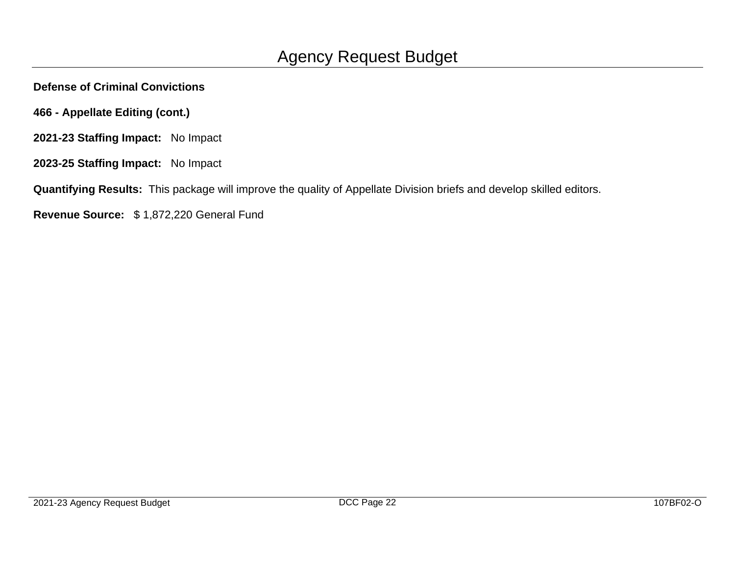# Agency Request Budget

**Defense of Criminal Convictions**

**466 - Appellate Editing (cont.)**

**2021-23 Staffing Impact:** No Impact

**2023-25 Staffing Impact:** No Impact

**Quantifying Results:** This package will improve the quality of Appellate Division briefs and develop skilled editors.

**Revenue Source:** $ 1,872,220 General Fund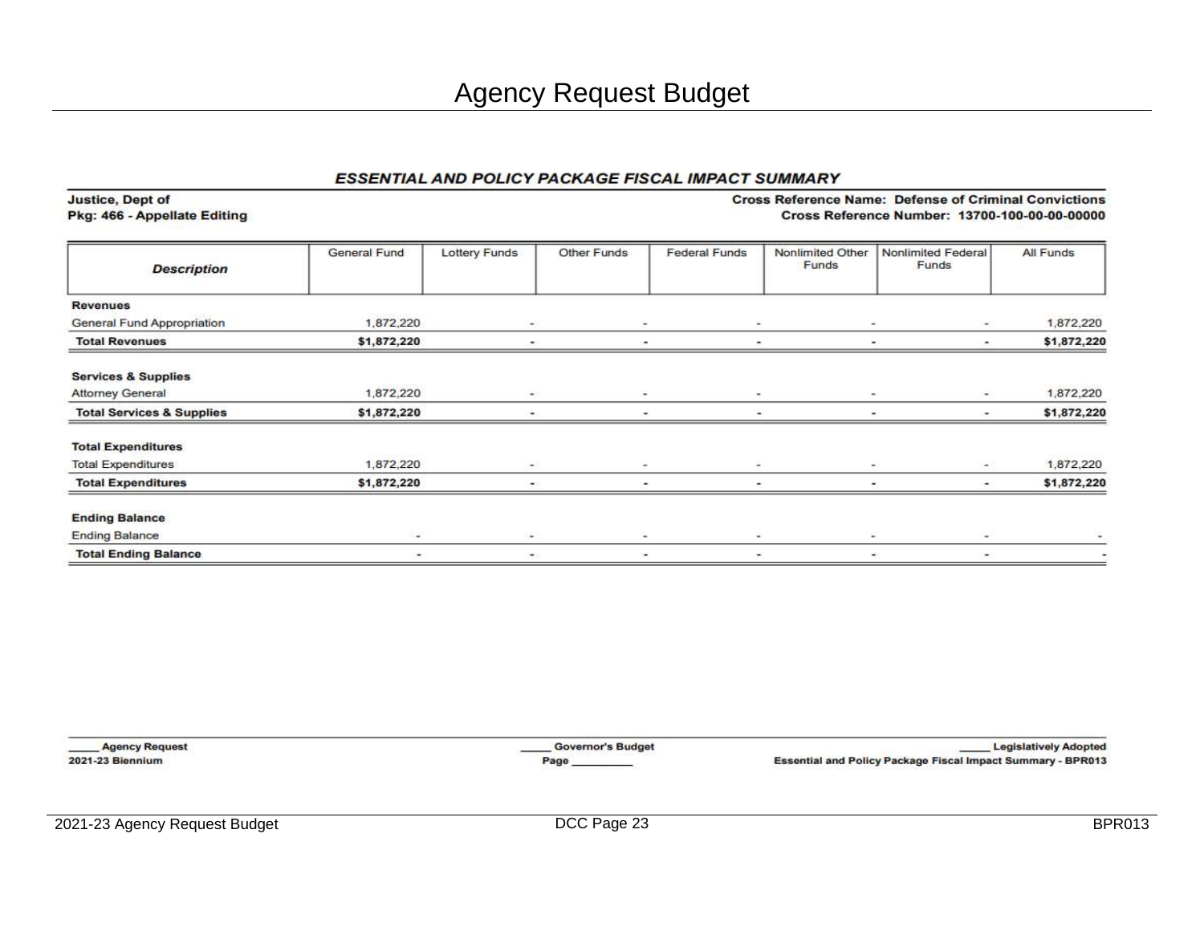# Agency Request Budget

## ESSENTIAL AND POLICY PACKAGE FISCAL IMPACT SUMMARY

**Justice, Dept of**
**Pkg: 466 - Appellate Editing**

**Cross Reference Name: Defense of Criminal Convictions**
**Cross Reference Number: 13700-100-00-00-00000**

| Description | General Fund | Lottery Funds | Other Funds | Federal Funds | Nonlimited Other Funds | Nonlimited Federal Funds | All Funds |
|---|---|---|---|---|---|---|---|
| **Revenues** | | | | | | | |
| General Fund Appropriation | 1,872,220 | - | - | - | - | - | 1,872,220 |
| **Total Revenues** | **$1,872,220** | **-** | **-** | **-** | **-** | **-** | **$1,872,220** |
| **Services & Supplies** | | | | | | | |
| Attorney General | 1,872,220 | - | - | - | - | - | 1,872,220 |
| **Total Services & Supplies** | **$1,872,220** | **-** | **-** | **-** | **-** | **-** | **$1,872,220** |
| **Total Expenditures** | | | | | | | |
| Total Expenditures | 1,872,220 | - | - | - | - | - | 1,872,220 |
| **Total Expenditures** | **$1,872,220** | **-** | **-** | **-** | **-** | **-** | **$1,872,220** |
| **Ending Balance** | | | | | | | |
| Ending Balance | - | - | - | - | - | - | - |
| **Total Ending Balance** | **-** | **-** | **-** | **-** | **-** | **-** | **-** |

_____ Agency Request _____ Governor's Budget _____ Legislatively Adopted

2021-23 Biennium Page __________ Essential and Policy Package Fiscal Impact Summary - BPR013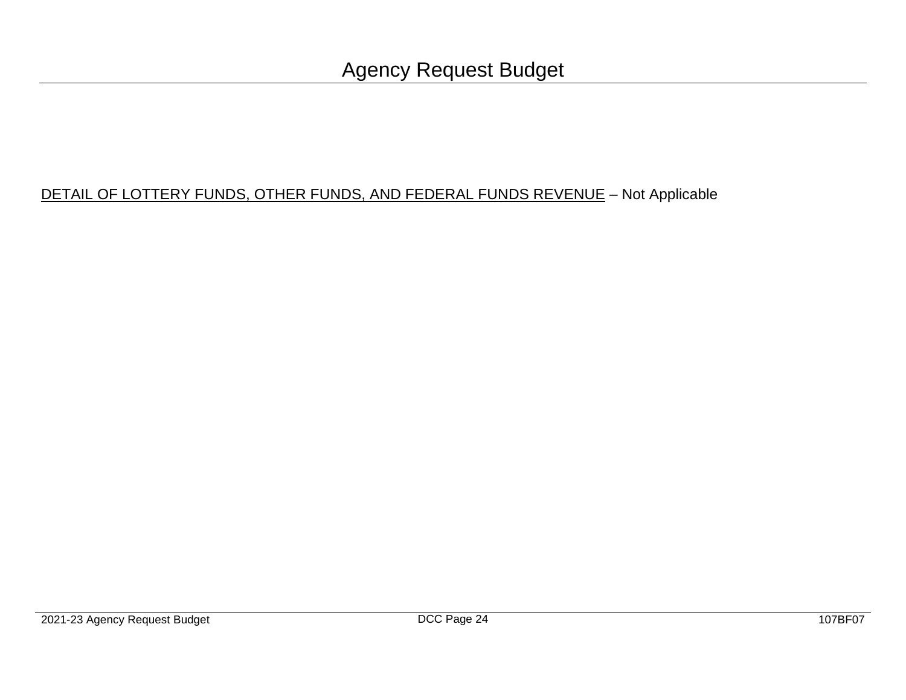# Agency Request Budget

<u>DETAIL OF LOTTERY FUNDS, OTHER FUNDS, AND FEDERAL FUNDS REVENUE</u> – Not Applicable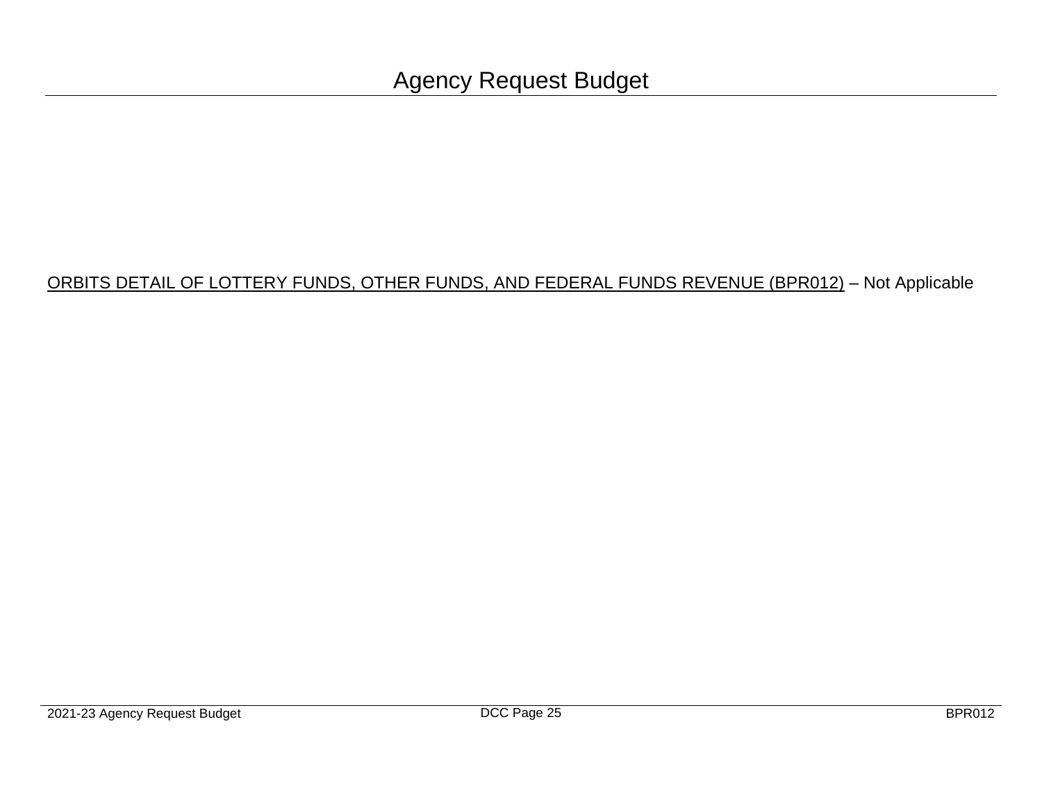# Agency Request Budget

<u>ORBITS DETAIL OF LOTTERY FUNDS, OTHER FUNDS, AND FEDERAL FUNDS REVENUE (BPR012)</u> – Not Applicable